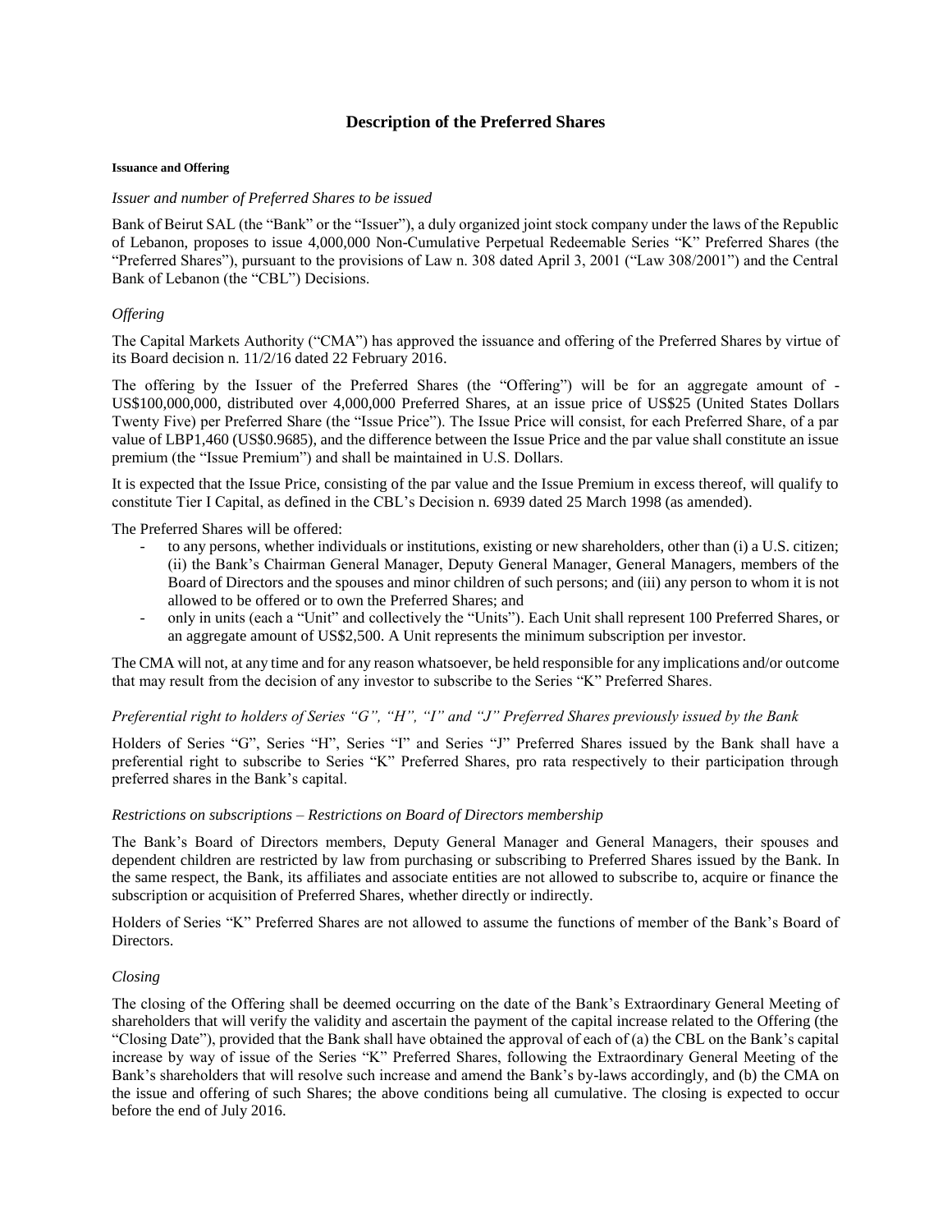# Description of the Preferred Shares

#### Issuance and Offering

*Issuer and number of Preferred Shares to be issued*

Bank of Beirut SAL (the "Bank" or the "Issuer"), a duly organized joint stock company under the laws of the Republic of Lebanon, proposes to issue 4,000,000 Non-Cumulative Perpetual Redeemable Series "K" Preferred Shares (the "Preferred Shares"), pursuant to the provisions of Law n. 308 dated April 3, 2001 ("Law 308/2001") and the Central Bank of Lebanon (the "CBL") Decisions.

*Offering*

The Capital Markets Authority ("CMA") has approved the issuance and offering of the Preferred Shares by virtue of its Board decision n. 11/2/16 dated 22 February 2016.

The offering by the Issuer of the Preferred Shares (the "Offering") will be for an aggregate amount of - US$100,000,000, distributed over 4,000,000 Preferred Shares, at an issue price of US$25 (United States Dollars Twenty Five) per Preferred Share (the "Issue Price"). The Issue Price will consist, for each Preferred Share, of a par value of LBP1,460 (US$0.9685), and the difference between the Issue Price and the par value shall constitute an issue premium (the "Issue Premium") and shall be maintained in U.S. Dollars.

It is expected that the Issue Price, consisting of the par value and the Issue Premium in excess thereof, will qualify to constitute Tier I Capital, as defined in the CBL's Decision n. 6939 dated 25 March 1998 (as amended).

The Preferred Shares will be offered:

- to any persons, whether individuals or institutions, existing or new shareholders, other than (i) a U.S. citizen; (ii) the Bank's Chairman General Manager, Deputy General Manager, General Managers, members of the Board of Directors and the spouses and minor children of such persons; and (iii) any person to whom it is not allowed to be offered or to own the Preferred Shares; and
- only in units (each a "Unit" and collectively the "Units"). Each Unit shall represent 100 Preferred Shares, or an aggregate amount of US$2,500. A Unit represents the minimum subscription per investor.

The CMA will not, at any time and for any reason whatsoever, be held responsible for any implications and/or outcome that may result from the decision of any investor to subscribe to the Series "K" Preferred Shares.

*Preferential right to holders of Series "G", "H", "I" and "J" Preferred Shares previously issued by the Bank*

Holders of Series "G", Series "H", Series "I" and Series "J" Preferred Shares issued by the Bank shall have a preferential right to subscribe to Series "K" Preferred Shares, pro rata respectively to their participation through preferred shares in the Bank's capital.

*Restrictions on subscriptions – Restrictions on Board of Directors membership*

The Bank's Board of Directors members, Deputy General Manager and General Managers, their spouses and dependent children are restricted by law from purchasing or subscribing to Preferred Shares issued by the Bank. In the same respect, the Bank, its affiliates and associate entities are not allowed to subscribe to, acquire or finance the subscription or acquisition of Preferred Shares, whether directly or indirectly.

Holders of Series "K" Preferred Shares are not allowed to assume the functions of member of the Bank's Board of Directors.

*Closing*

The closing of the Offering shall be deemed occurring on the date of the Bank's Extraordinary General Meeting of shareholders that will verify the validity and ascertain the payment of the capital increase related to the Offering (the "Closing Date"), provided that the Bank shall have obtained the approval of each of (a) the CBL on the Bank's capital increase by way of issue of the Series "K" Preferred Shares, following the Extraordinary General Meeting of the Bank's shareholders that will resolve such increase and amend the Bank's by-laws accordingly, and (b) the CMA on the issue and offering of such Shares; the above conditions being all cumulative. The closing is expected to occur before the end of July 2016.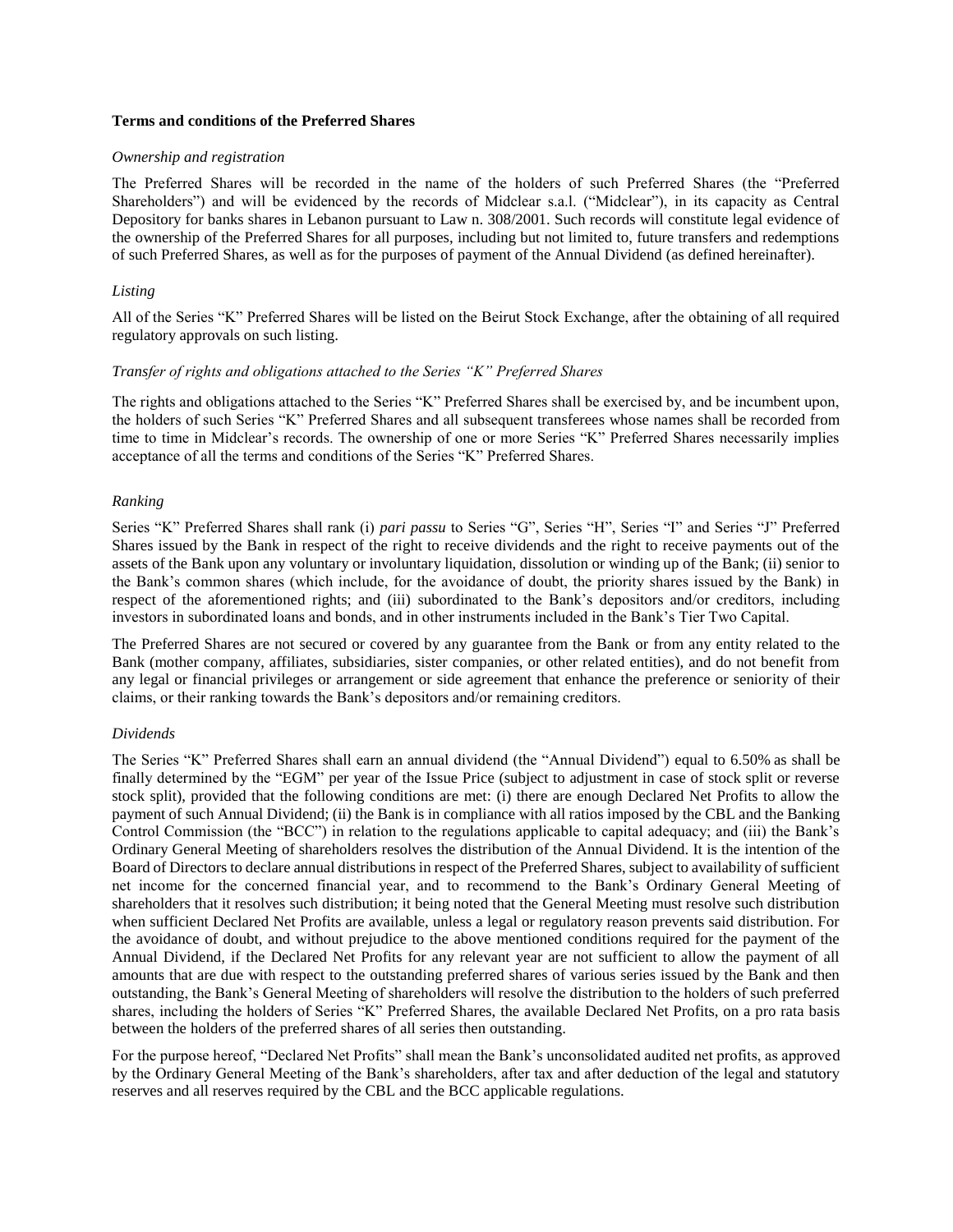**Terms and conditions of the Preferred Shares**

*Ownership and registration*

The Preferred Shares will be recorded in the name of the holders of such Preferred Shares (the "Preferred Shareholders") and will be evidenced by the records of Midclear s.a.l. ("Midclear"), in its capacity as Central Depository for banks shares in Lebanon pursuant to Law n. 308/2001. Such records will constitute legal evidence of the ownership of the Preferred Shares for all purposes, including but not limited to, future transfers and redemptions of such Preferred Shares, as well as for the purposes of payment of the Annual Dividend (as defined hereinafter).

*Listing*

All of the Series "K" Preferred Shares will be listed on the Beirut Stock Exchange, after the obtaining of all required regulatory approvals on such listing.

*Transfer of rights and obligations attached to the Series "K" Preferred Shares*

The rights and obligations attached to the Series "K" Preferred Shares shall be exercised by, and be incumbent upon, the holders of such Series "K" Preferred Shares and all subsequent transferees whose names shall be recorded from time to time in Midclear's records. The ownership of one or more Series "K" Preferred Shares necessarily implies acceptance of all the terms and conditions of the Series "K" Preferred Shares.

*Ranking*

Series "K" Preferred Shares shall rank (i) *pari passu* to Series "G", Series "H", Series "I" and Series "J" Preferred Shares issued by the Bank in respect of the right to receive dividends and the right to receive payments out of the assets of the Bank upon any voluntary or involuntary liquidation, dissolution or winding up of the Bank; (ii) senior to the Bank's common shares (which include, for the avoidance of doubt, the priority shares issued by the Bank) in respect of the aforementioned rights; and (iii) subordinated to the Bank's depositors and/or creditors, including investors in subordinated loans and bonds, and in other instruments included in the Bank's Tier Two Capital.

The Preferred Shares are not secured or covered by any guarantee from the Bank or from any entity related to the Bank (mother company, affiliates, subsidiaries, sister companies, or other related entities), and do not benefit from any legal or financial privileges or arrangement or side agreement that enhance the preference or seniority of their claims, or their ranking towards the Bank's depositors and/or remaining creditors.

*Dividends*

The Series "K" Preferred Shares shall earn an annual dividend (the "Annual Dividend") equal to 6.50% as shall be finally determined by the "EGM" per year of the Issue Price (subject to adjustment in case of stock split or reverse stock split), provided that the following conditions are met: (i) there are enough Declared Net Profits to allow the payment of such Annual Dividend; (ii) the Bank is in compliance with all ratios imposed by the CBL and the Banking Control Commission (the "BCC") in relation to the regulations applicable to capital adequacy; and (iii) the Bank's Ordinary General Meeting of shareholders resolves the distribution of the Annual Dividend. It is the intention of the Board of Directors to declare annual distributions in respect of the Preferred Shares, subject to availability of sufficient net income for the concerned financial year, and to recommend to the Bank's Ordinary General Meeting of shareholders that it resolves such distribution; it being noted that the General Meeting must resolve such distribution when sufficient Declared Net Profits are available, unless a legal or regulatory reason prevents said distribution. For the avoidance of doubt, and without prejudice to the above mentioned conditions required for the payment of the Annual Dividend, if the Declared Net Profits for any relevant year are not sufficient to allow the payment of all amounts that are due with respect to the outstanding preferred shares of various series issued by the Bank and then outstanding, the Bank's General Meeting of shareholders will resolve the distribution to the holders of such preferred shares, including the holders of Series "K" Preferred Shares, the available Declared Net Profits, on a pro rata basis between the holders of the preferred shares of all series then outstanding.

For the purpose hereof, "Declared Net Profits" shall mean the Bank's unconsolidated audited net profits, as approved by the Ordinary General Meeting of the Bank's shareholders, after tax and after deduction of the legal and statutory reserves and all reserves required by the CBL and the BCC applicable regulations.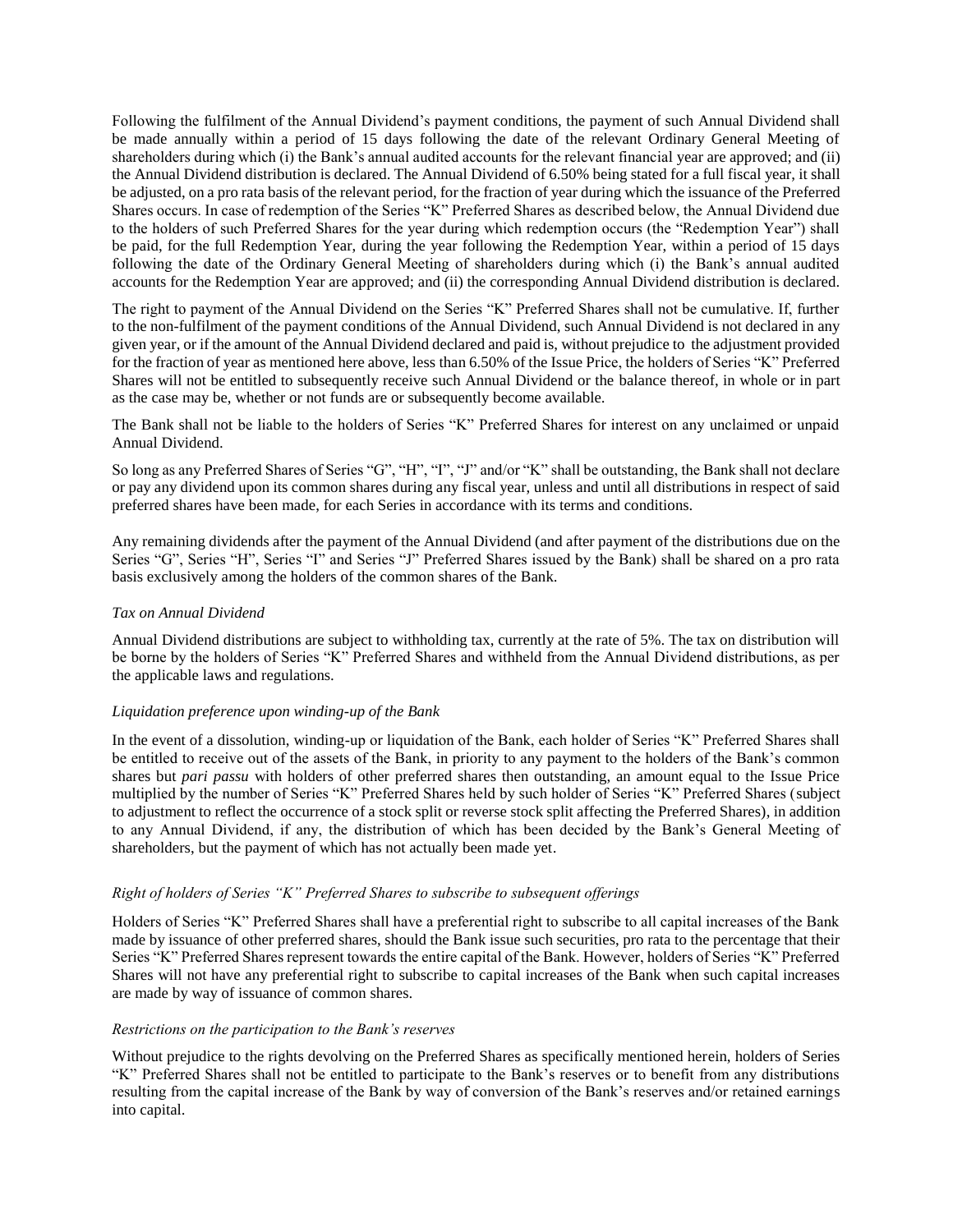Following the fulfilment of the Annual Dividend's payment conditions, the payment of such Annual Dividend shall be made annually within a period of 15 days following the date of the relevant Ordinary General Meeting of shareholders during which (i) the Bank's annual audited accounts for the relevant financial year are approved; and (ii) the Annual Dividend distribution is declared. The Annual Dividend of 6.50% being stated for a full fiscal year, it shall be adjusted, on a pro rata basis of the relevant period, for the fraction of year during which the issuance of the Preferred Shares occurs. In case of redemption of the Series "K" Preferred Shares as described below, the Annual Dividend due to the holders of such Preferred Shares for the year during which redemption occurs (the "Redemption Year") shall be paid, for the full Redemption Year, during the year following the Redemption Year, within a period of 15 days following the date of the Ordinary General Meeting of shareholders during which (i) the Bank's annual audited accounts for the Redemption Year are approved; and (ii) the corresponding Annual Dividend distribution is declared.

The right to payment of the Annual Dividend on the Series "K" Preferred Shares shall not be cumulative. If, further to the non-fulfilment of the payment conditions of the Annual Dividend, such Annual Dividend is not declared in any given year, or if the amount of the Annual Dividend declared and paid is, without prejudice to the adjustment provided for the fraction of year as mentioned here above, less than 6.50% of the Issue Price, the holders of Series "K" Preferred Shares will not be entitled to subsequently receive such Annual Dividend or the balance thereof, in whole or in part as the case may be, whether or not funds are or subsequently become available.

The Bank shall not be liable to the holders of Series "K" Preferred Shares for interest on any unclaimed or unpaid Annual Dividend.

So long as any Preferred Shares of Series "G", "H", "I", "J" and/or "K" shall be outstanding, the Bank shall not declare or pay any dividend upon its common shares during any fiscal year, unless and until all distributions in respect of said preferred shares have been made, for each Series in accordance with its terms and conditions.

Any remaining dividends after the payment of the Annual Dividend (and after payment of the distributions due on the Series "G", Series "H", Series "I" and Series "J" Preferred Shares issued by the Bank) shall be shared on a pro rata basis exclusively among the holders of the common shares of the Bank.

*Tax on Annual Dividend*

Annual Dividend distributions are subject to withholding tax, currently at the rate of 5%. The tax on distribution will be borne by the holders of Series "K" Preferred Shares and withheld from the Annual Dividend distributions, as per the applicable laws and regulations.

*Liquidation preference upon winding-up of the Bank*

In the event of a dissolution, winding-up or liquidation of the Bank, each holder of Series "K" Preferred Shares shall be entitled to receive out of the assets of the Bank, in priority to any payment to the holders of the Bank's common shares but *pari passu* with holders of other preferred shares then outstanding, an amount equal to the Issue Price multiplied by the number of Series "K" Preferred Shares held by such holder of Series "K" Preferred Shares (subject to adjustment to reflect the occurrence of a stock split or reverse stock split affecting the Preferred Shares), in addition to any Annual Dividend, if any, the distribution of which has been decided by the Bank's General Meeting of shareholders, but the payment of which has not actually been made yet.

*Right of holders of Series "K" Preferred Shares to subscribe to subsequent offerings*

Holders of Series "K" Preferred Shares shall have a preferential right to subscribe to all capital increases of the Bank made by issuance of other preferred shares, should the Bank issue such securities, pro rata to the percentage that their Series "K" Preferred Shares represent towards the entire capital of the Bank. However, holders of Series "K" Preferred Shares will not have any preferential right to subscribe to capital increases of the Bank when such capital increases are made by way of issuance of common shares.

*Restrictions on the participation to the Bank's reserves*

Without prejudice to the rights devolving on the Preferred Shares as specifically mentioned herein, holders of Series "K" Preferred Shares shall not be entitled to participate to the Bank's reserves or to benefit from any distributions resulting from the capital increase of the Bank by way of conversion of the Bank's reserves and/or retained earnings into capital.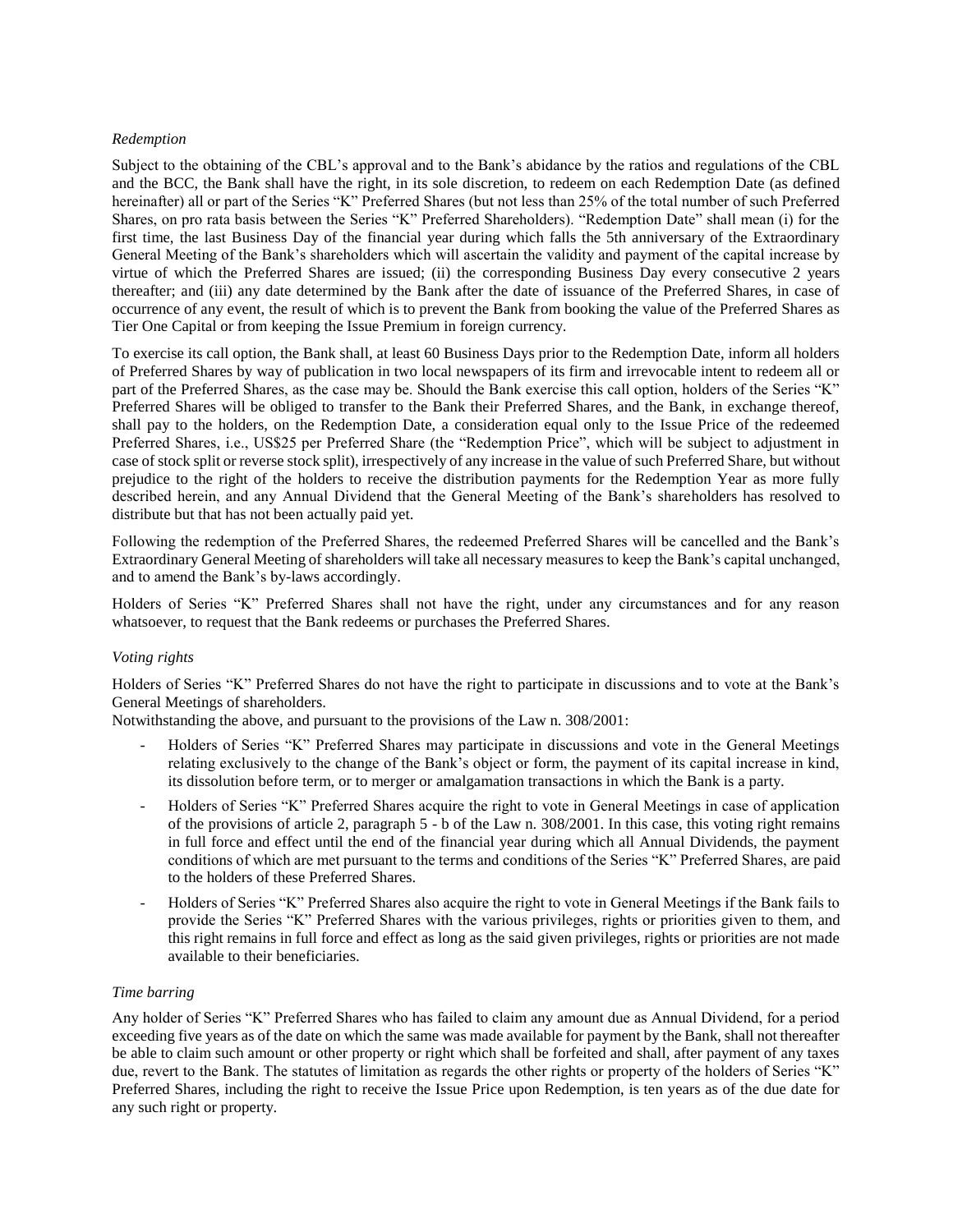*Redemption*

Subject to the obtaining of the CBL's approval and to the Bank's abidance by the ratios and regulations of the CBL and the BCC, the Bank shall have the right, in its sole discretion, to redeem on each Redemption Date (as defined hereinafter) all or part of the Series "K" Preferred Shares (but not less than 25% of the total number of such Preferred Shares, on pro rata basis between the Series "K" Preferred Shareholders). "Redemption Date" shall mean (i) for the first time, the last Business Day of the financial year during which falls the 5th anniversary of the Extraordinary General Meeting of the Bank's shareholders which will ascertain the validity and payment of the capital increase by virtue of which the Preferred Shares are issued; (ii) the corresponding Business Day every consecutive 2 years thereafter; and (iii) any date determined by the Bank after the date of issuance of the Preferred Shares, in case of occurrence of any event, the result of which is to prevent the Bank from booking the value of the Preferred Shares as Tier One Capital or from keeping the Issue Premium in foreign currency.

To exercise its call option, the Bank shall, at least 60 Business Days prior to the Redemption Date, inform all holders of Preferred Shares by way of publication in two local newspapers of its firm and irrevocable intent to redeem all or part of the Preferred Shares, as the case may be. Should the Bank exercise this call option, holders of the Series "K" Preferred Shares will be obliged to transfer to the Bank their Preferred Shares, and the Bank, in exchange thereof, shall pay to the holders, on the Redemption Date, a consideration equal only to the Issue Price of the redeemed Preferred Shares, i.e., US$25 per Preferred Share (the "Redemption Price", which will be subject to adjustment in case of stock split or reverse stock split), irrespectively of any increase in the value of such Preferred Share, but without prejudice to the right of the holders to receive the distribution payments for the Redemption Year as more fully described herein, and any Annual Dividend that the General Meeting of the Bank's shareholders has resolved to distribute but that has not been actually paid yet.

Following the redemption of the Preferred Shares, the redeemed Preferred Shares will be cancelled and the Bank's Extraordinary General Meeting of shareholders will take all necessary measures to keep the Bank's capital unchanged, and to amend the Bank's by-laws accordingly.

Holders of Series "K" Preferred Shares shall not have the right, under any circumstances and for any reason whatsoever, to request that the Bank redeems or purchases the Preferred Shares.

*Voting rights*

Holders of Series "K" Preferred Shares do not have the right to participate in discussions and to vote at the Bank's General Meetings of shareholders.

Notwithstanding the above, and pursuant to the provisions of the Law n. 308/2001:

- Holders of Series "K" Preferred Shares may participate in discussions and vote in the General Meetings relating exclusively to the change of the Bank's object or form, the payment of its capital increase in kind, its dissolution before term, or to merger or amalgamation transactions in which the Bank is a party.
- Holders of Series "K" Preferred Shares acquire the right to vote in General Meetings in case of application of the provisions of article 2, paragraph 5 - b of the Law n. 308/2001. In this case, this voting right remains in full force and effect until the end of the financial year during which all Annual Dividends, the payment conditions of which are met pursuant to the terms and conditions of the Series "K" Preferred Shares, are paid to the holders of these Preferred Shares.
- Holders of Series "K" Preferred Shares also acquire the right to vote in General Meetings if the Bank fails to provide the Series "K" Preferred Shares with the various privileges, rights or priorities given to them, and this right remains in full force and effect as long as the said given privileges, rights or priorities are not made available to their beneficiaries.

*Time barring*

Any holder of Series "K" Preferred Shares who has failed to claim any amount due as Annual Dividend, for a period exceeding five years as of the date on which the same was made available for payment by the Bank, shall not thereafter be able to claim such amount or other property or right which shall be forfeited and shall, after payment of any taxes due, revert to the Bank. The statutes of limitation as regards the other rights or property of the holders of Series "K" Preferred Shares, including the right to receive the Issue Price upon Redemption, is ten years as of the due date for any such right or property.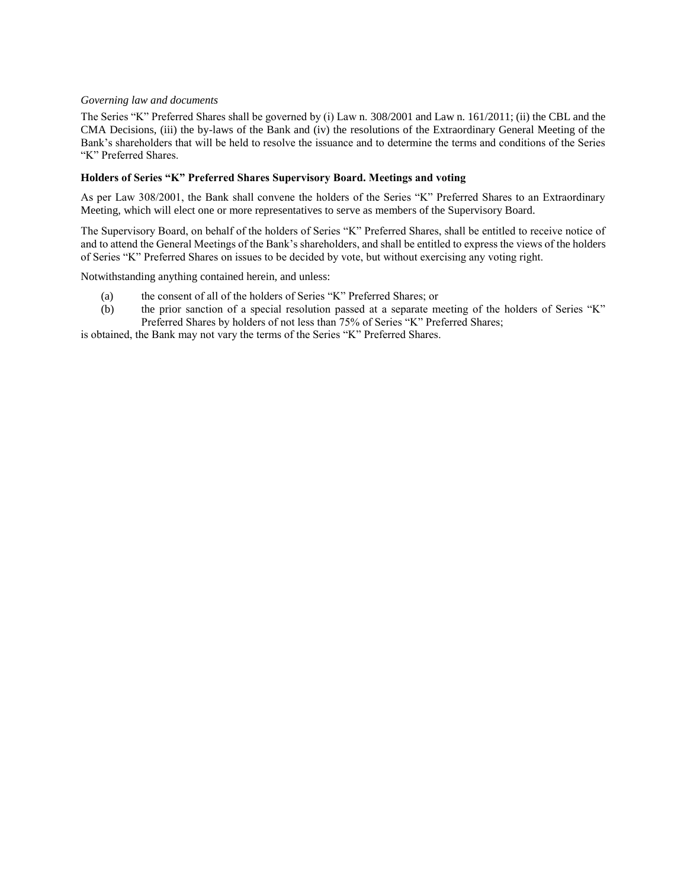*Governing law and documents*

The Series "K" Preferred Shares shall be governed by (i) Law n. 308/2001 and Law n. 161/2011; (ii) the CBL and the CMA Decisions, (iii) the by-laws of the Bank and (iv) the resolutions of the Extraordinary General Meeting of the Bank's shareholders that will be held to resolve the issuance and to determine the terms and conditions of the Series "K" Preferred Shares.

**Holders of Series "K" Preferred Shares Supervisory Board. Meetings and voting**

As per Law 308/2001, the Bank shall convene the holders of the Series "K" Preferred Shares to an Extraordinary Meeting, which will elect one or more representatives to serve as members of the Supervisory Board.

The Supervisory Board, on behalf of the holders of Series "K" Preferred Shares, shall be entitled to receive notice of and to attend the General Meetings of the Bank's shareholders, and shall be entitled to express the views of the holders of Series "K" Preferred Shares on issues to be decided by vote, but without exercising any voting right.

Notwithstanding anything contained herein, and unless:

(a) the consent of all of the holders of Series "K" Preferred Shares; or

(b) the prior sanction of a special resolution passed at a separate meeting of the holders of Series "K" Preferred Shares by holders of not less than 75% of Series "K" Preferred Shares;

is obtained, the Bank may not vary the terms of the Series "K" Preferred Shares.